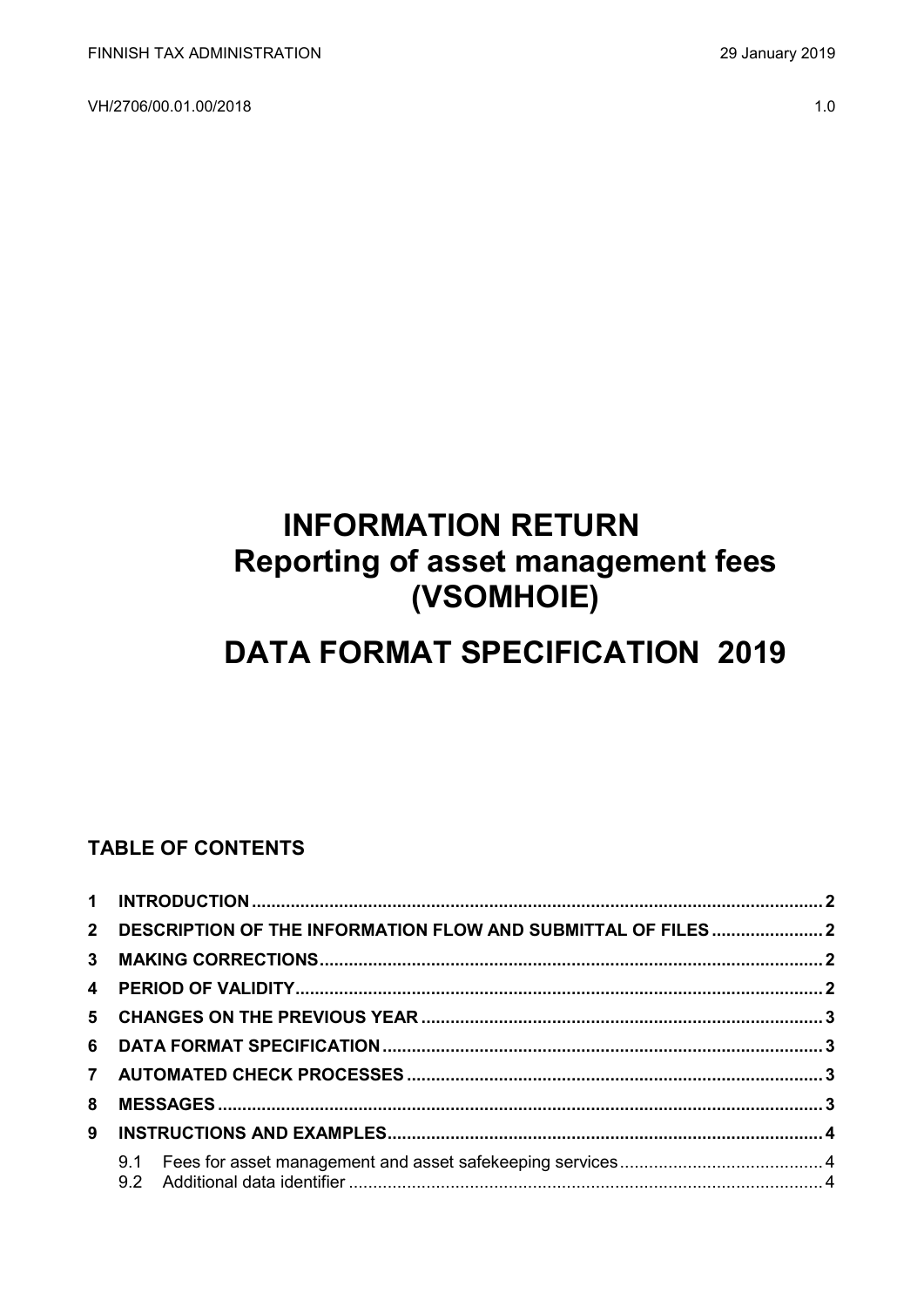FINNISH TAX ADMINISTRATION 29 January 2019

VH/2706/00.01.00/2018 1.0

# INFORMATION RETURN
# Reporting of asset management fees (VSOMHOIE)

# DATA FORMAT SPECIFICATION 2019

## TABLE OF CONTENTS

1 INTRODUCTION ..... 2
2 DESCRIPTION OF THE INFORMATION FLOW AND SUBMITTAL OF FILES ..... 2
3 MAKING CORRECTIONS ..... 2
4 PERIOD OF VALIDITY ..... 2
5 CHANGES ON THE PREVIOUS YEAR ..... 3
6 DATA FORMAT SPECIFICATION ..... 3
7 AUTOMATED CHECK PROCESSES ..... 3
8 MESSAGES ..... 3
9 INSTRUCTIONS AND EXAMPLES ..... 4
   9.1 Fees for asset management and asset safekeeping services ..... 4
   9.2 Additional data identifier ..... 4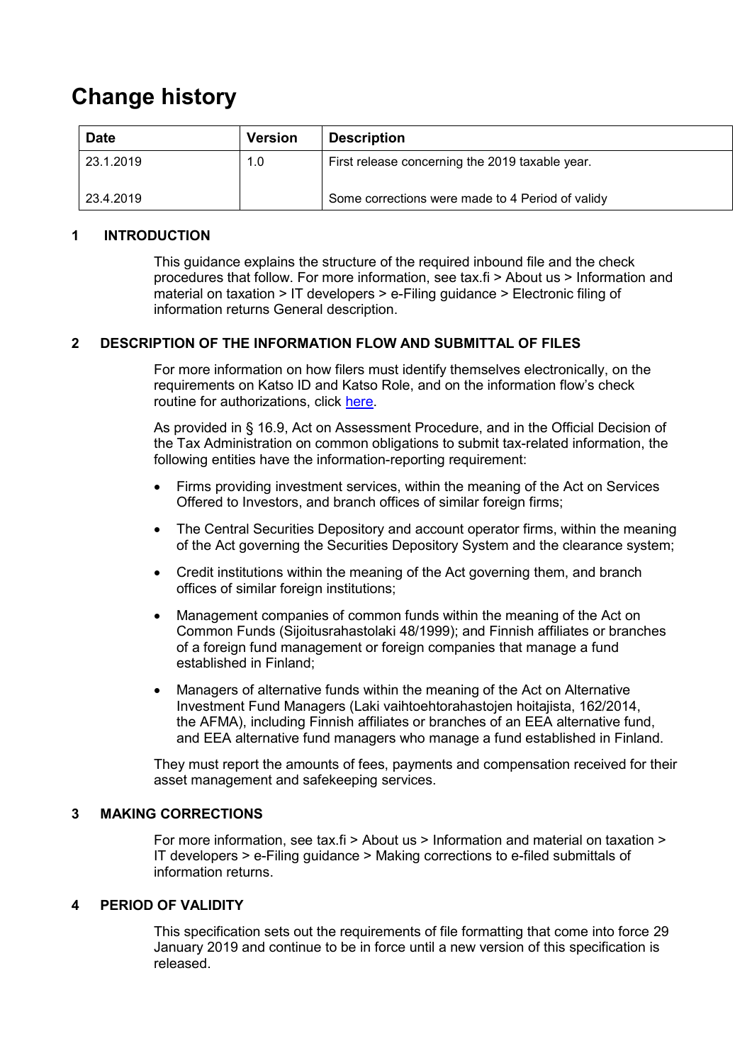# Change history

| Date | Version | Description |
|---|---|---|
| 23.1.2019 | 1.0 | First release concerning the 2019 taxable year. |
| 23.4.2019 | | Some corrections were made to 4 Period of validy |

## 1 INTRODUCTION

This guidance explains the structure of the required inbound file and the check procedures that follow. For more information, see tax.fi > About us > Information and material on taxation > IT developers > e-Filing guidance > Electronic filing of information returns General description.

## 2 DESCRIPTION OF THE INFORMATION FLOW AND SUBMITTAL OF FILES

For more information on how filers must identify themselves electronically, on the requirements on Katso ID and Katso Role, and on the information flow's check routine for authorizations, click here.

As provided in § 16.9, Act on Assessment Procedure, and in the Official Decision of the Tax Administration on common obligations to submit tax-related information, the following entities have the information-reporting requirement:

- Firms providing investment services, within the meaning of the Act on Services Offered to Investors, and branch offices of similar foreign firms;
- The Central Securities Depository and account operator firms, within the meaning of the Act governing the Securities Depository System and the clearance system;
- Credit institutions within the meaning of the Act governing them, and branch offices of similar foreign institutions;
- Management companies of common funds within the meaning of the Act on Common Funds (Sijoitusrahastolaki 48/1999); and Finnish affiliates or branches of a foreign fund management or foreign companies that manage a fund established in Finland;
- Managers of alternative funds within the meaning of the Act on Alternative Investment Fund Managers (Laki vaihtoehtorahastojen hoitajista, 162/2014, the AFMA), including Finnish affiliates or branches of an EEA alternative fund, and EEA alternative fund managers who manage a fund established in Finland.

They must report the amounts of fees, payments and compensation received for their asset management and safekeeping services.

## 3 MAKING CORRECTIONS

For more information, see tax.fi > About us > Information and material on taxation > IT developers > e-Filing guidance > Making corrections to e-filed submittals of information returns.

## 4 PERIOD OF VALIDITY

This specification sets out the requirements of file formatting that come into force 29 January 2019 and continue to be in force until a new version of this specification is released.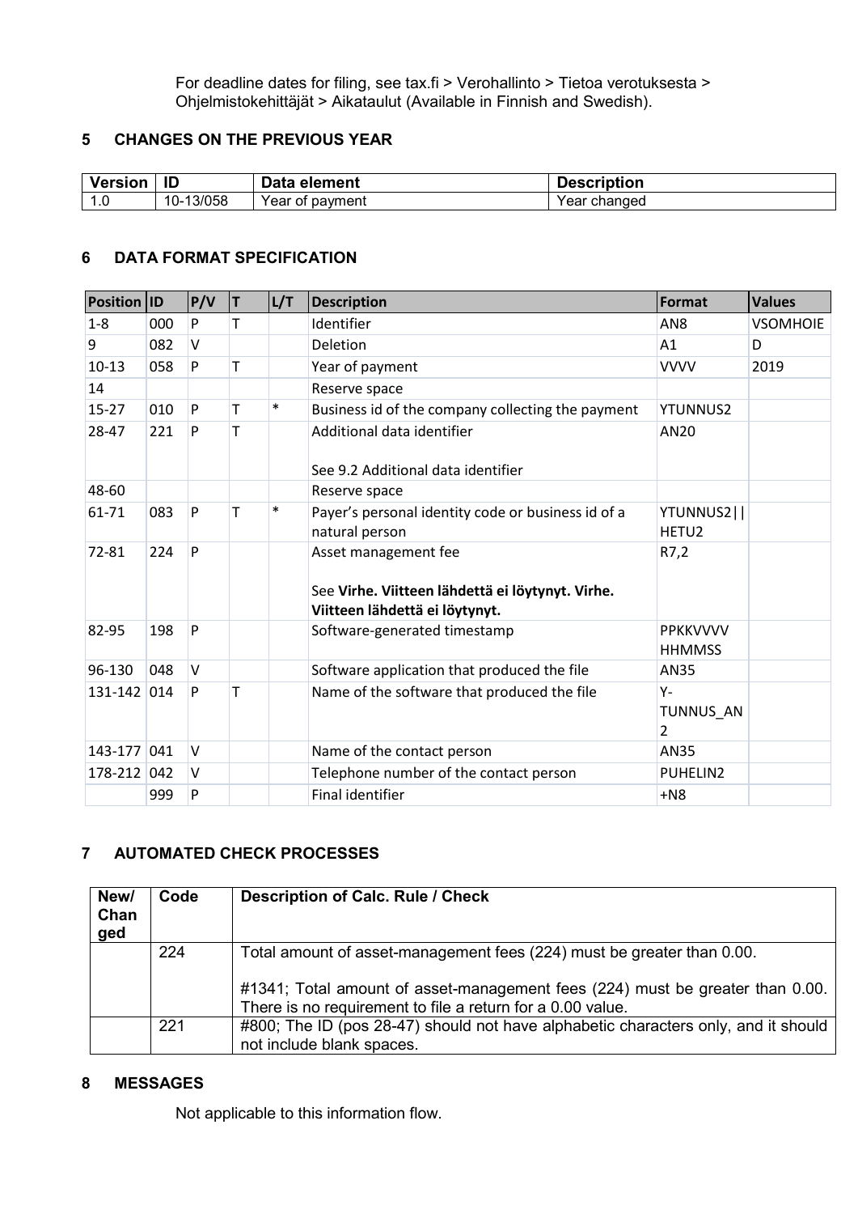For deadline dates for filing, see tax.fi > Verohallinto > Tietoa verotuksesta > Ohjelmistokehittäjät > Aikataulut (Available in Finnish and Swedish).

## 5 CHANGES ON THE PREVIOUS YEAR

| Version | ID | Data element | Description |
|---|---|---|---|
| 1.0 | 10-13/058 | Year of payment | Year changed |

## 6 DATA FORMAT SPECIFICATION

| Position | ID | P/V | T | L/T | Description | Format | Values |
|---|---|---|---|---|---|---|---|
| 1-8 | 000 | P | T | | Identifier | AN8 | VSOMHOIE |
| 9 | 082 | V | | | Deletion | A1 | D |
| 10-13 | 058 | P | T | | Year of payment | VVVV | 2019 |
| 14 | | | | | Reserve space | | |
| 15-27 | 010 | P | T | * | Business id of the company collecting the payment | YTUNNUS2 | |
| 28-47 | 221 | P | T | | Additional data identifier<br><br>See 9.2 Additional data identifier | AN20 | |
| 48-60 | | | | | Reserve space | | |
| 61-71 | 083 | P | T | * | Payer's personal identity code or business id of a natural person | YTUNNUS2\|\|HETU2 | |
| 72-81 | 224 | P | | | Asset management fee<br><br>See **Virhe. Viitteen lähdettä ei löytynyt. Virhe. Viitteen lähdettä ei löytynyt.** | R7,2 | |
| 82-95 | 198 | P | | | Software-generated timestamp | PPKKVVVV HHMMSS | |
| 96-130 | 048 | V | | | Software application that produced the file | AN35 | |
| 131-142 | 014 | P | T | | Name of the software that produced the file | Y-TUNNUS_AN2 | |
| 143-177 | 041 | V | | | Name of the contact person | AN35 | |
| 178-212 | 042 | V | | | Telephone number of the contact person | PUHELIN2 | |
| | 999 | P | | | Final identifier | +N8 | |

## 7 AUTOMATED CHECK PROCESSES

| New/ Changed | Code | Description of Calc. Rule / Check |
|---|---|---|
| | 224 | Total amount of asset-management fees (224) must be greater than 0.00.<br><br>#1341; Total amount of asset-management fees (224) must be greater than 0.00. There is no requirement to file a return for a 0.00 value. |
| | 221 | #800; The ID (pos 28-47) should not have alphabetic characters only, and it should not include blank spaces. |

## 8 MESSAGES

Not applicable to this information flow.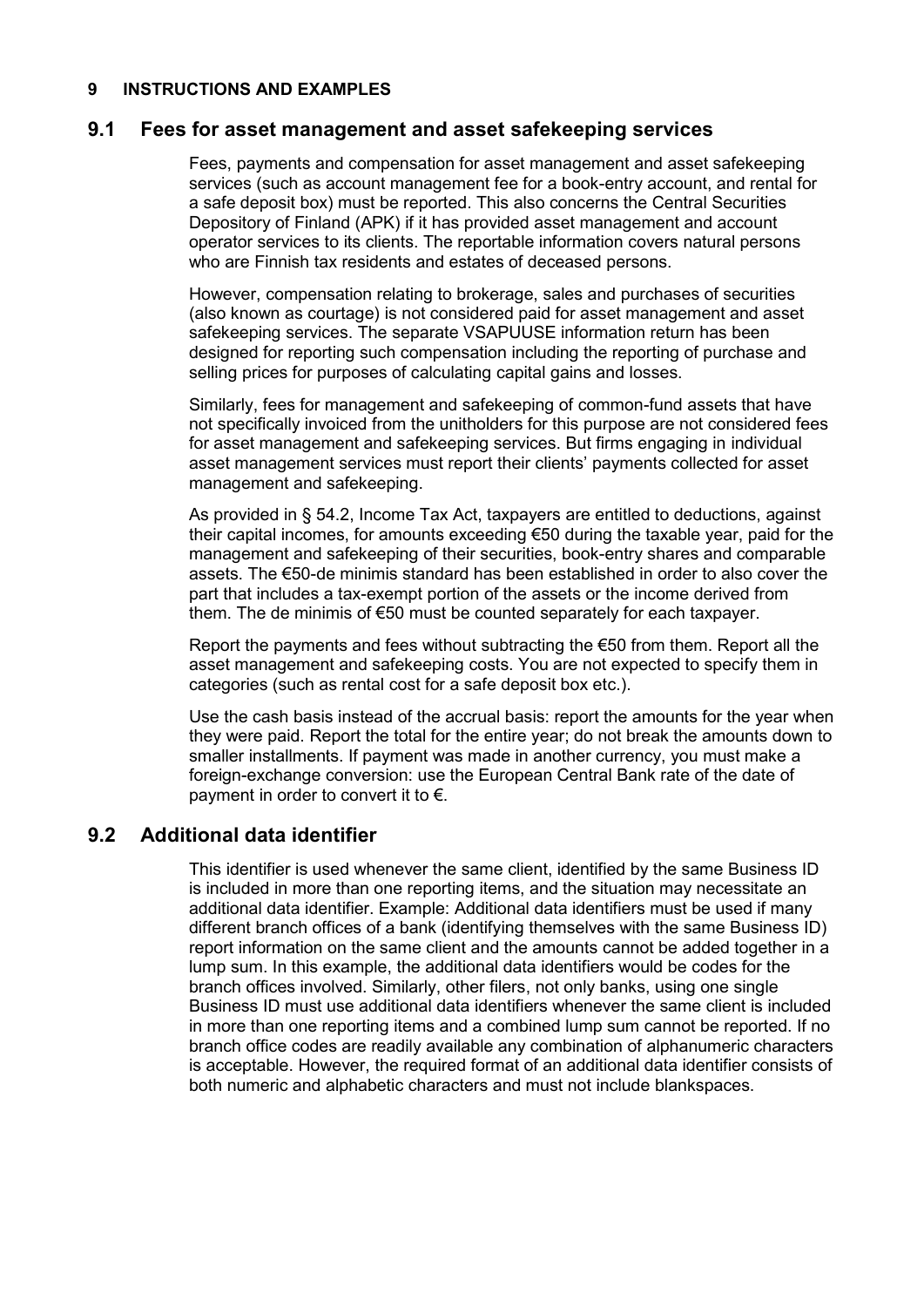# 9 INSTRUCTIONS AND EXAMPLES

## 9.1 Fees for asset management and asset safekeeping services

Fees, payments and compensation for asset management and asset safekeeping services (such as account management fee for a book-entry account, and rental for a safe deposit box) must be reported. This also concerns the Central Securities Depository of Finland (APK) if it has provided asset management and account operator services to its clients. The reportable information covers natural persons who are Finnish tax residents and estates of deceased persons.

However, compensation relating to brokerage, sales and purchases of securities (also known as courtage) is not considered paid for asset management and asset safekeeping services. The separate VSAPUUSE information return has been designed for reporting such compensation including the reporting of purchase and selling prices for purposes of calculating capital gains and losses.

Similarly, fees for management and safekeeping of common-fund assets that have not specifically invoiced from the unitholders for this purpose are not considered fees for asset management and safekeeping services. But firms engaging in individual asset management services must report their clients' payments collected for asset management and safekeeping.

As provided in § 54.2, Income Tax Act, taxpayers are entitled to deductions, against their capital incomes, for amounts exceeding €50 during the taxable year, paid for the management and safekeeping of their securities, book-entry shares and comparable assets. The €50-de minimis standard has been established in order to also cover the part that includes a tax-exempt portion of the assets or the income derived from them. The de minimis of €50 must be counted separately for each taxpayer.

Report the payments and fees without subtracting the €50 from them. Report all the asset management and safekeeping costs. You are not expected to specify them in categories (such as rental cost for a safe deposit box etc.).

Use the cash basis instead of the accrual basis: report the amounts for the year when they were paid. Report the total for the entire year; do not break the amounts down to smaller installments. If payment was made in another currency, you must make a foreign-exchange conversion: use the European Central Bank rate of the date of payment in order to convert it to €.

## 9.2 Additional data identifier

This identifier is used whenever the same client, identified by the same Business ID is included in more than one reporting items, and the situation may necessitate an additional data identifier. Example: Additional data identifiers must be used if many different branch offices of a bank (identifying themselves with the same Business ID) report information on the same client and the amounts cannot be added together in a lump sum. In this example, the additional data identifiers would be codes for the branch offices involved. Similarly, other filers, not only banks, using one single Business ID must use additional data identifiers whenever the same client is included in more than one reporting items and a combined lump sum cannot be reported. If no branch office codes are readily available any combination of alphanumeric characters is acceptable. However, the required format of an additional data identifier consists of both numeric and alphabetic characters and must not include blankspaces.